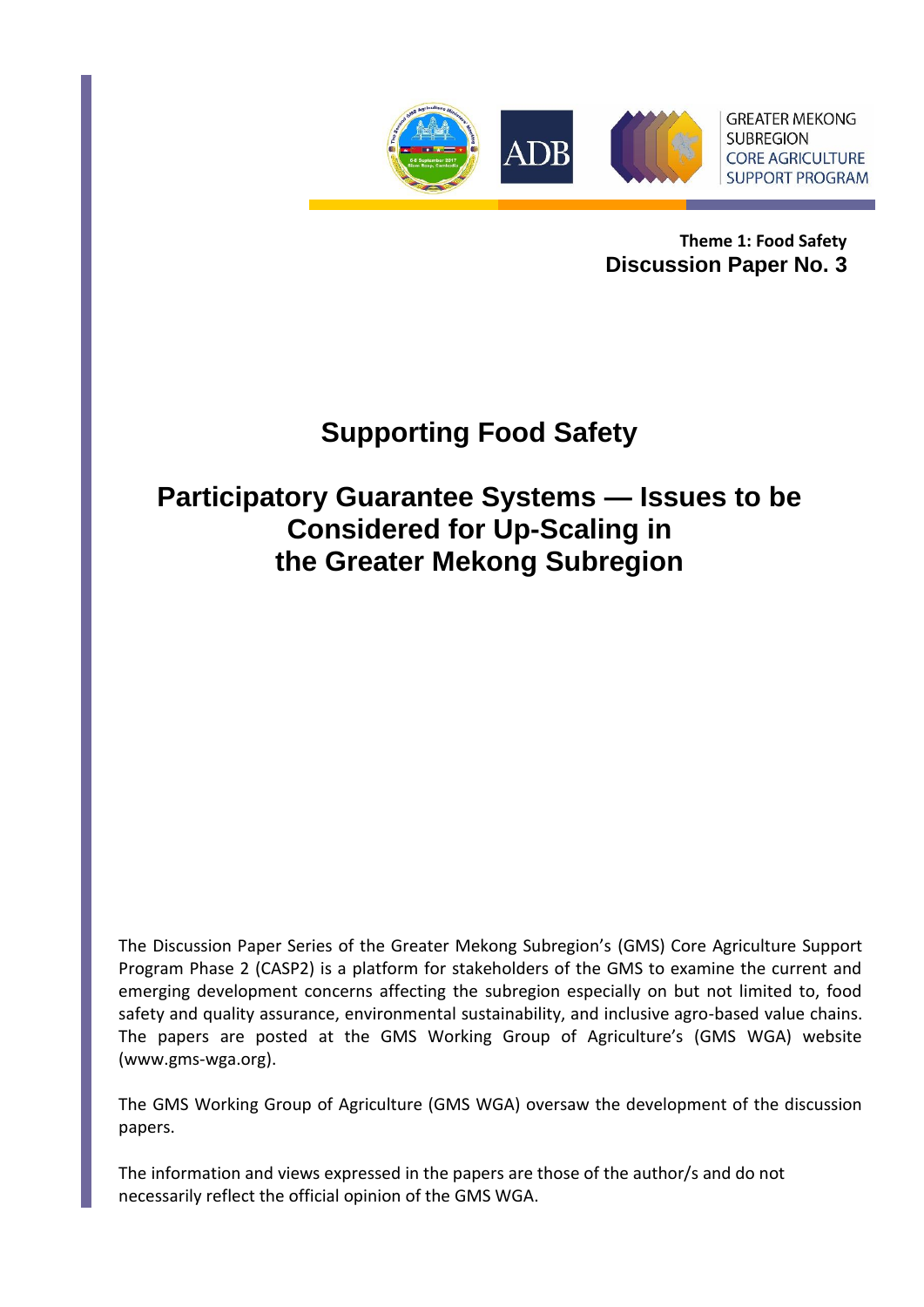GREATER MEKONG SUBREGION CORE AGRICULTURE SUPPORT PROGRAM

**Theme 1: Food Safety**

**Discussion Paper No. 3**

# Supporting Food Safety

# Participatory Guarantee Systems — Issues to be Considered for Up-Scaling in the Greater Mekong Subregion

The Discussion Paper Series of the Greater Mekong Subregion's (GMS) Core Agriculture Support Program Phase 2 (CASP2) is a platform for stakeholders of the GMS to examine the current and emerging development concerns affecting the subregion especially on but not limited to, food safety and quality assurance, environmental sustainability, and inclusive agro-based value chains. The papers are posted at the GMS Working Group of Agriculture's (GMS WGA) website (www.gms-wga.org).

The GMS Working Group of Agriculture (GMS WGA) oversaw the development of the discussion papers.

The information and views expressed in the papers are those of the author/s and do not necessarily reflect the official opinion of the GMS WGA.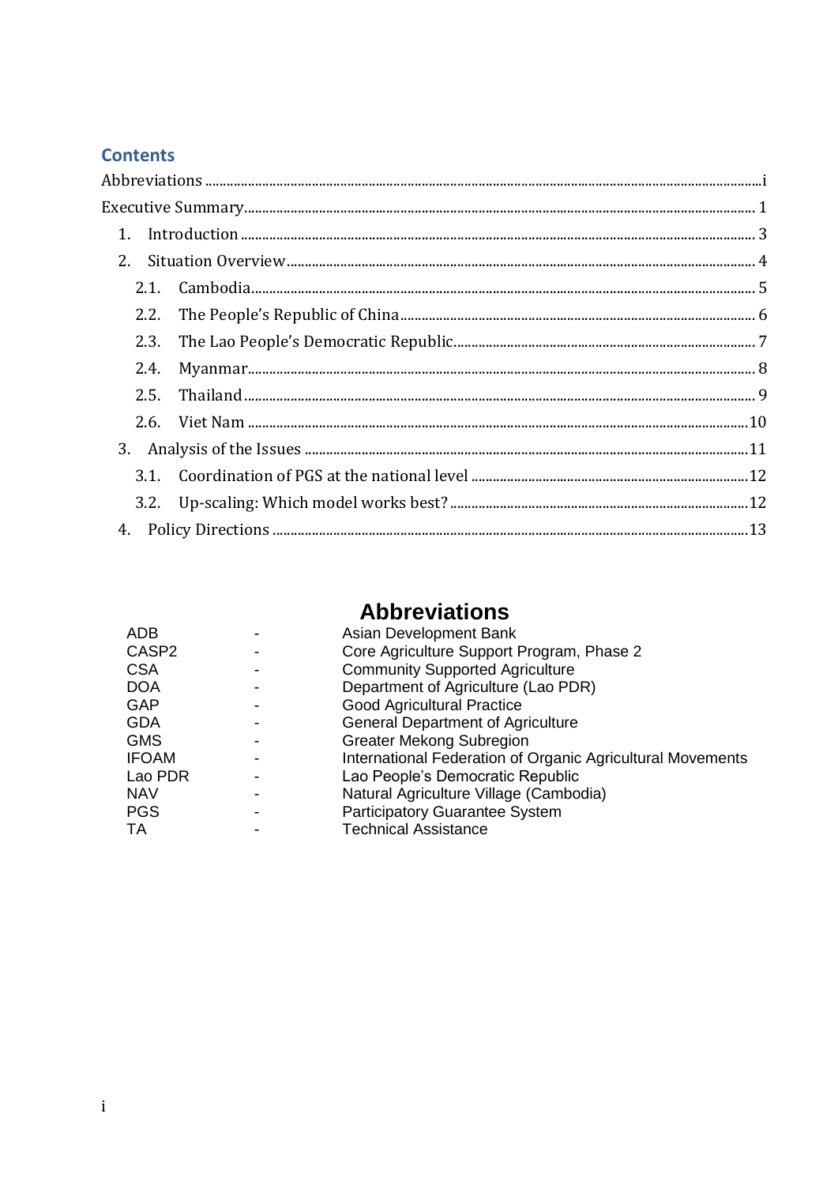## Contents

Abbreviations ..... i

Executive Summary ..... 1

1. Introduction ..... 3
2. Situation Overview ..... 4
   - 2.1. Cambodia ..... 5
   - 2.2. The People's Republic of China ..... 6
   - 2.3. The Lao People's Democratic Republic ..... 7
   - 2.4. Myanmar ..... 8
   - 2.5. Thailand ..... 9
   - 2.6. Viet Nam ..... 10
3. Analysis of the Issues ..... 11
   - 3.1. Coordination of PGS at the national level ..... 12
   - 3.2. Up-scaling: Which model works best? ..... 12
4. Policy Directions ..... 13

# Abbreviations

| | | |
|---|---|---|
| ADB | - | Asian Development Bank |
| CASP2 | - | Core Agriculture Support Program, Phase 2 |
| CSA | - | Community Supported Agriculture |
| DOA | - | Department of Agriculture (Lao PDR) |
| GAP | - | Good Agricultural Practice |
| GDA | - | General Department of Agriculture |
| GMS | - | Greater Mekong Subregion |
| IFOAM | - | International Federation of Organic Agricultural Movements |
| Lao PDR | - | Lao People's Democratic Republic |
| NAV | - | Natural Agriculture Village (Cambodia) |
| PGS | - | Participatory Guarantee System |
| TA | - | Technical Assistance |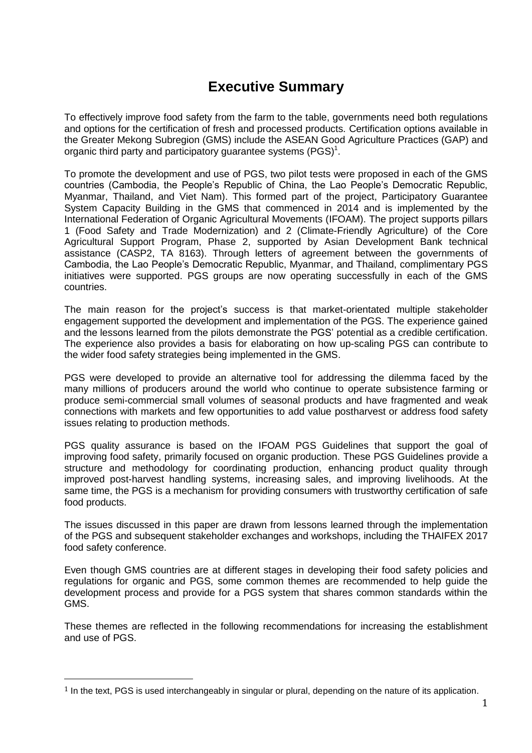# Executive Summary

To effectively improve food safety from the farm to the table, governments need both regulations and options for the certification of fresh and processed products. Certification options available in the Greater Mekong Subregion (GMS) include the ASEAN Good Agriculture Practices (GAP) and organic third party and participatory guarantee systems (PGS)[1].

To promote the development and use of PGS, two pilot tests were proposed in each of the GMS countries (Cambodia, the People's Republic of China, the Lao People's Democratic Republic, Myanmar, Thailand, and Viet Nam). This formed part of the project, Participatory Guarantee System Capacity Building in the GMS that commenced in 2014 and is implemented by the International Federation of Organic Agricultural Movements (IFOAM). The project supports pillars 1 (Food Safety and Trade Modernization) and 2 (Climate-Friendly Agriculture) of the Core Agricultural Support Program, Phase 2, supported by Asian Development Bank technical assistance (CASP2, TA 8163). Through letters of agreement between the governments of Cambodia, the Lao People's Democratic Republic, Myanmar, and Thailand, complimentary PGS initiatives were supported. PGS groups are now operating successfully in each of the GMS countries.

The main reason for the project's success is that market-orientated multiple stakeholder engagement supported the development and implementation of the PGS. The experience gained and the lessons learned from the pilots demonstrate the PGS' potential as a credible certification. The experience also provides a basis for elaborating on how up-scaling PGS can contribute to the wider food safety strategies being implemented in the GMS.

PGS were developed to provide an alternative tool for addressing the dilemma faced by the many millions of producers around the world who continue to operate subsistence farming or produce semi-commercial small volumes of seasonal products and have fragmented and weak connections with markets and few opportunities to add value postharvest or address food safety issues relating to production methods.

PGS quality assurance is based on the IFOAM PGS Guidelines that support the goal of improving food safety, primarily focused on organic production. These PGS Guidelines provide a structure and methodology for coordinating production, enhancing product quality through improved post-harvest handling systems, increasing sales, and improving livelihoods. At the same time, the PGS is a mechanism for providing consumers with trustworthy certification of safe food products.

The issues discussed in this paper are drawn from lessons learned through the implementation of the PGS and subsequent stakeholder exchanges and workshops, including the THAIFEX 2017 food safety conference.

Even though GMS countries are at different stages in developing their food safety policies and regulations for organic and PGS, some common themes are recommended to help guide the development process and provide for a PGS system that shares common standards within the GMS.

These themes are reflected in the following recommendations for increasing the establishment and use of PGS.

[1] In the text, PGS is used interchangeably in singular or plural, depending on the nature of its application.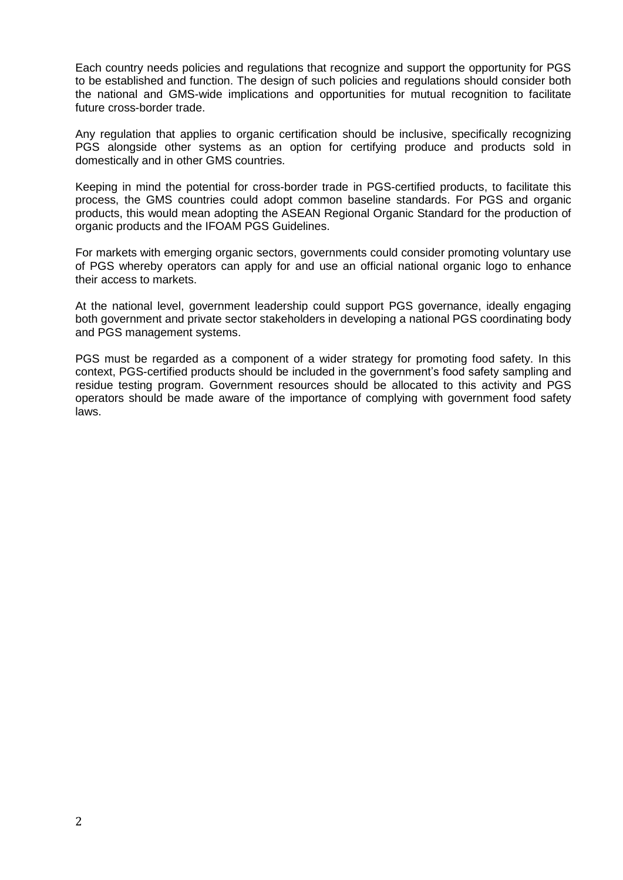Each country needs policies and regulations that recognize and support the opportunity for PGS to be established and function. The design of such policies and regulations should consider both the national and GMS-wide implications and opportunities for mutual recognition to facilitate future cross-border trade.

Any regulation that applies to organic certification should be inclusive, specifically recognizing PGS alongside other systems as an option for certifying produce and products sold in domestically and in other GMS countries.

Keeping in mind the potential for cross-border trade in PGS-certified products, to facilitate this process, the GMS countries could adopt common baseline standards. For PGS and organic products, this would mean adopting the ASEAN Regional Organic Standard for the production of organic products and the IFOAM PGS Guidelines.

For markets with emerging organic sectors, governments could consider promoting voluntary use of PGS whereby operators can apply for and use an official national organic logo to enhance their access to markets.

At the national level, government leadership could support PGS governance, ideally engaging both government and private sector stakeholders in developing a national PGS coordinating body and PGS management systems.

PGS must be regarded as a component of a wider strategy for promoting food safety. In this context, PGS-certified products should be included in the government's food safety sampling and residue testing program. Government resources should be allocated to this activity and PGS operators should be made aware of the importance of complying with government food safety laws.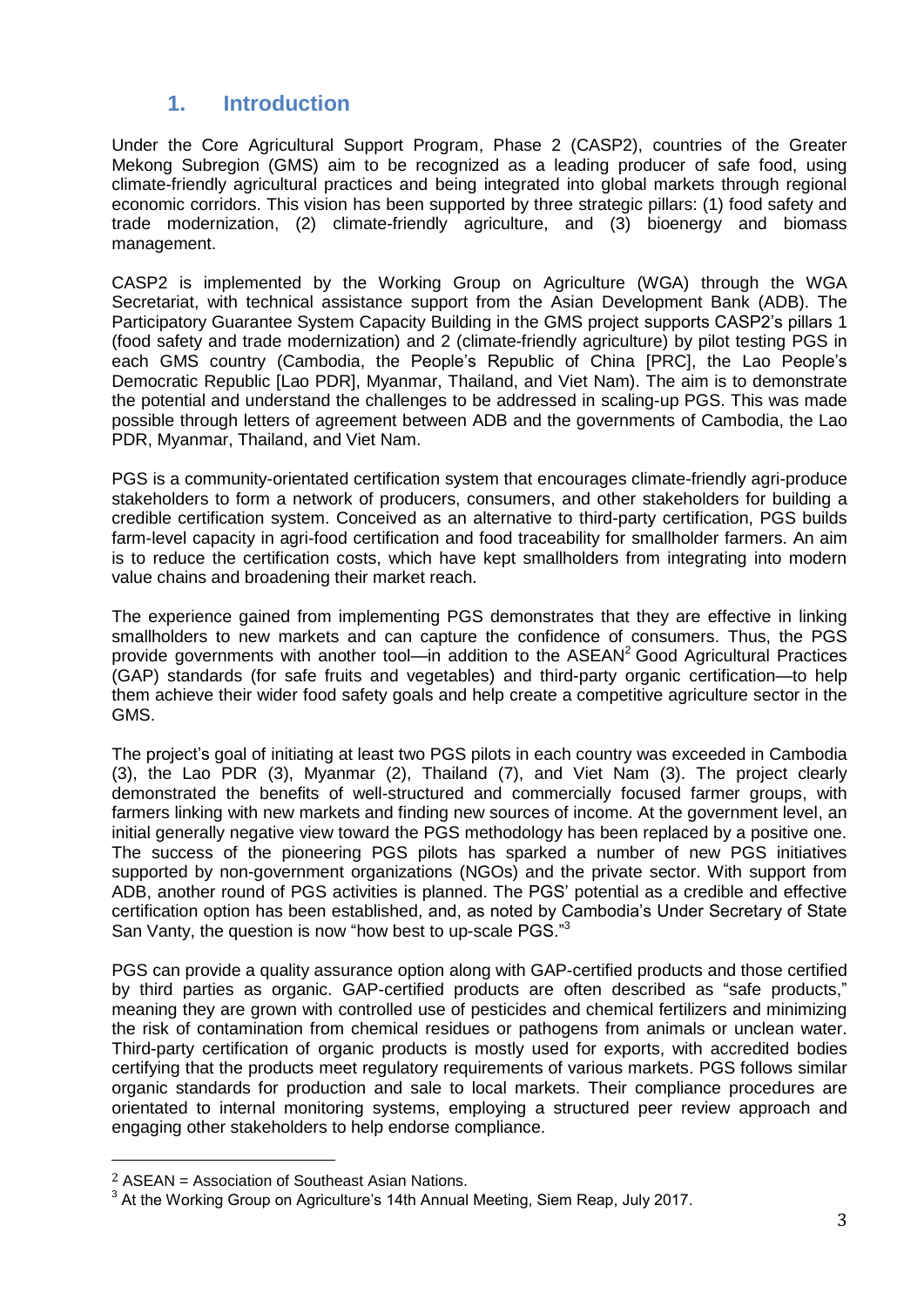# 1. Introduction

Under the Core Agricultural Support Program, Phase 2 (CASP2), countries of the Greater Mekong Subregion (GMS) aim to be recognized as a leading producer of safe food, using climate-friendly agricultural practices and being integrated into global markets through regional economic corridors. This vision has been supported by three strategic pillars: (1) food safety and trade modernization, (2) climate-friendly agriculture, and (3) bioenergy and biomass management.

CASP2 is implemented by the Working Group on Agriculture (WGA) through the WGA Secretariat, with technical assistance support from the Asian Development Bank (ADB). The Participatory Guarantee System Capacity Building in the GMS project supports CASP2's pillars 1 (food safety and trade modernization) and 2 (climate-friendly agriculture) by pilot testing PGS in each GMS country (Cambodia, the People's Republic of China [PRC], the Lao People's Democratic Republic [Lao PDR], Myanmar, Thailand, and Viet Nam). The aim is to demonstrate the potential and understand the challenges to be addressed in scaling-up PGS. This was made possible through letters of agreement between ADB and the governments of Cambodia, the Lao PDR, Myanmar, Thailand, and Viet Nam.

PGS is a community-orientated certification system that encourages climate-friendly agri-produce stakeholders to form a network of producers, consumers, and other stakeholders for building a credible certification system. Conceived as an alternative to third-party certification, PGS builds farm-level capacity in agri-food certification and food traceability for smallholder farmers. An aim is to reduce the certification costs, which have kept smallholders from integrating into modern value chains and broadening their market reach.

The experience gained from implementing PGS demonstrates that they are effective in linking smallholders to new markets and can capture the confidence of consumers. Thus, the PGS provide governments with another tool—in addition to the ASEAN[2] Good Agricultural Practices (GAP) standards (for safe fruits and vegetables) and third-party organic certification—to help them achieve their wider food safety goals and help create a competitive agriculture sector in the GMS.

The project's goal of initiating at least two PGS pilots in each country was exceeded in Cambodia (3), the Lao PDR (3), Myanmar (2), Thailand (7), and Viet Nam (3). The project clearly demonstrated the benefits of well-structured and commercially focused farmer groups, with farmers linking with new markets and finding new sources of income. At the government level, an initial generally negative view toward the PGS methodology has been replaced by a positive one. The success of the pioneering PGS pilots has sparked a number of new PGS initiatives supported by non-government organizations (NGOs) and the private sector. With support from ADB, another round of PGS activities is planned. The PGS' potential as a credible and effective certification option has been established, and, as noted by Cambodia's Under Secretary of State San Vanty, the question is now "how best to up-scale PGS."[3]

PGS can provide a quality assurance option along with GAP-certified products and those certified by third parties as organic. GAP-certified products are often described as "safe products," meaning they are grown with controlled use of pesticides and chemical fertilizers and minimizing the risk of contamination from chemical residues or pathogens from animals or unclean water. Third-party certification of organic products is mostly used for exports, with accredited bodies certifying that the products meet regulatory requirements of various markets. PGS follows similar organic standards for production and sale to local markets. Their compliance procedures are orientated to internal monitoring systems, employing a structured peer review approach and engaging other stakeholders to help endorse compliance.

---

[2] ASEAN = Association of Southeast Asian Nations.

[3] At the Working Group on Agriculture's 14th Annual Meeting, Siem Reap, July 2017.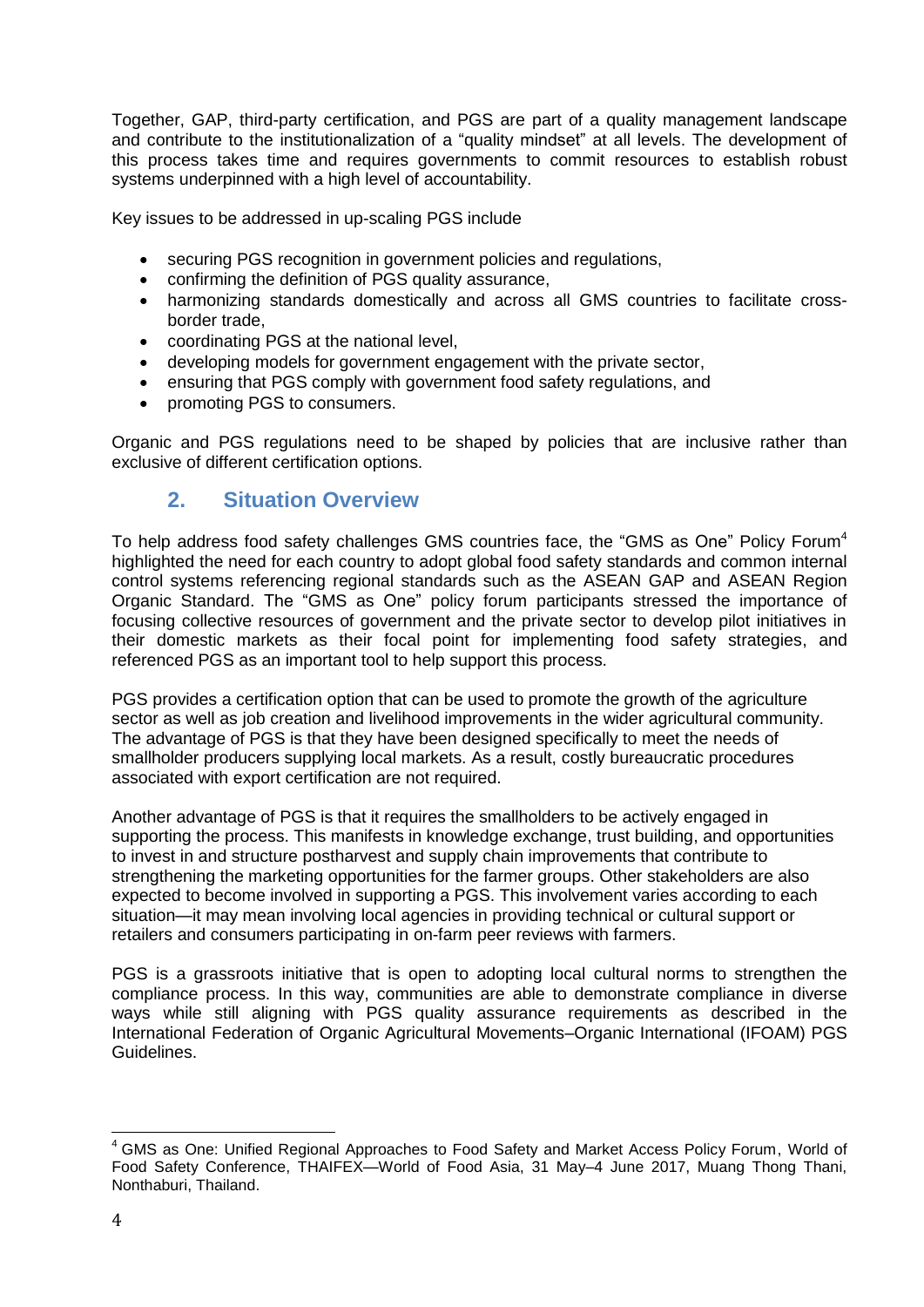Together, GAP, third-party certification, and PGS are part of a quality management landscape and contribute to the institutionalization of a "quality mindset" at all levels. The development of this process takes time and requires governments to commit resources to establish robust systems underpinned with a high level of accountability.

Key issues to be addressed in up-scaling PGS include

- securing PGS recognition in government policies and regulations,
- confirming the definition of PGS quality assurance,
- harmonizing standards domestically and across all GMS countries to facilitate cross-border trade,
- coordinating PGS at the national level,
- developing models for government engagement with the private sector,
- ensuring that PGS comply with government food safety regulations, and
- promoting PGS to consumers.

Organic and PGS regulations need to be shaped by policies that are inclusive rather than exclusive of different certification options.

## 2. Situation Overview

To help address food safety challenges GMS countries face, the "GMS as One" Policy Forum[4] highlighted the need for each country to adopt global food safety standards and common internal control systems referencing regional standards such as the ASEAN GAP and ASEAN Region Organic Standard. The "GMS as One" policy forum participants stressed the importance of focusing collective resources of government and the private sector to develop pilot initiatives in their domestic markets as their focal point for implementing food safety strategies, and referenced PGS as an important tool to help support this process.

PGS provides a certification option that can be used to promote the growth of the agriculture sector as well as job creation and livelihood improvements in the wider agricultural community. The advantage of PGS is that they have been designed specifically to meet the needs of smallholder producers supplying local markets. As a result, costly bureaucratic procedures associated with export certification are not required.

Another advantage of PGS is that it requires the smallholders to be actively engaged in supporting the process. This manifests in knowledge exchange, trust building, and opportunities to invest in and structure postharvest and supply chain improvements that contribute to strengthening the marketing opportunities for the farmer groups. Other stakeholders are also expected to become involved in supporting a PGS. This involvement varies according to each situation—it may mean involving local agencies in providing technical or cultural support or retailers and consumers participating in on-farm peer reviews with farmers.

PGS is a grassroots initiative that is open to adopting local cultural norms to strengthen the compliance process. In this way, communities are able to demonstrate compliance in diverse ways while still aligning with PGS quality assurance requirements as described in the International Federation of Organic Agricultural Movements–Organic International (IFOAM) PGS Guidelines.

---

[4] GMS as One: Unified Regional Approaches to Food Safety and Market Access Policy Forum, World of Food Safety Conference, THAIFEX—World of Food Asia, 31 May–4 June 2017, Muang Thong Thani, Nonthaburi, Thailand.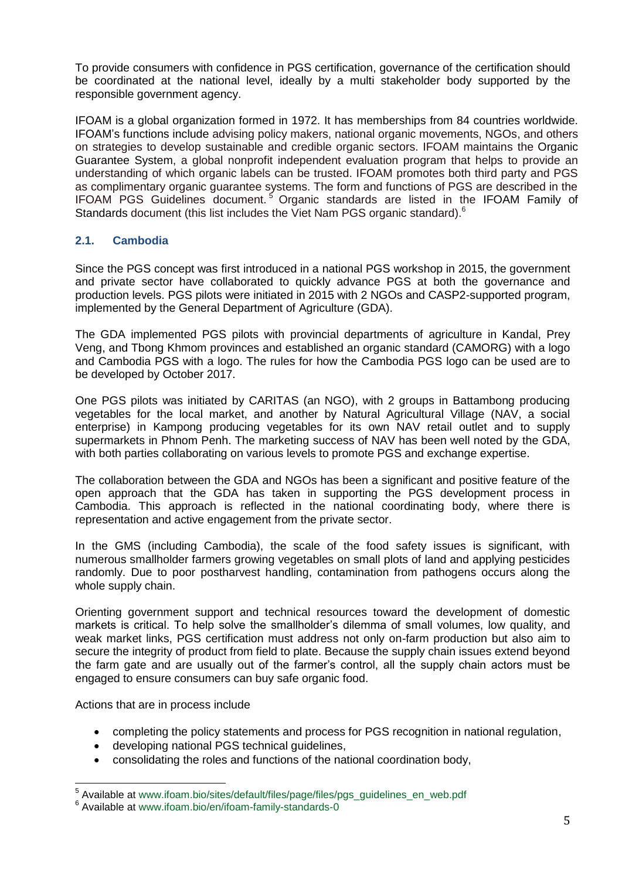To provide consumers with confidence in PGS certification, governance of the certification should be coordinated at the national level, ideally by a multi stakeholder body supported by the responsible government agency.

IFOAM is a global organization formed in 1972. It has memberships from 84 countries worldwide. IFOAM's functions include advising policy makers, national organic movements, NGOs, and others on strategies to develop sustainable and credible organic sectors. IFOAM maintains the Organic Guarantee System, a global nonprofit independent evaluation program that helps to provide an understanding of which organic labels can be trusted. IFOAM promotes both third party and PGS as complimentary organic guarantee systems. The form and functions of PGS are described in the IFOAM PGS Guidelines document.[5] Organic standards are listed in the IFOAM Family of Standards document (this list includes the Viet Nam PGS organic standard).[6]

### 2.1. Cambodia

Since the PGS concept was first introduced in a national PGS workshop in 2015, the government and private sector have collaborated to quickly advance PGS at both the governance and production levels. PGS pilots were initiated in 2015 with 2 NGOs and CASP2-supported program, implemented by the General Department of Agriculture (GDA).

The GDA implemented PGS pilots with provincial departments of agriculture in Kandal, Prey Veng, and Tbong Khmom provinces and established an organic standard (CAMORG) with a logo and Cambodia PGS with a logo. The rules for how the Cambodia PGS logo can be used are to be developed by October 2017.

One PGS pilots was initiated by CARITAS (an NGO), with 2 groups in Battambong producing vegetables for the local market, and another by Natural Agricultural Village (NAV, a social enterprise) in Kampong producing vegetables for its own NAV retail outlet and to supply supermarkets in Phnom Penh. The marketing success of NAV has been well noted by the GDA, with both parties collaborating on various levels to promote PGS and exchange expertise.

The collaboration between the GDA and NGOs has been a significant and positive feature of the open approach that the GDA has taken in supporting the PGS development process in Cambodia. This approach is reflected in the national coordinating body, where there is representation and active engagement from the private sector.

In the GMS (including Cambodia), the scale of the food safety issues is significant, with numerous smallholder farmers growing vegetables on small plots of land and applying pesticides randomly. Due to poor postharvest handling, contamination from pathogens occurs along the whole supply chain.

Orienting government support and technical resources toward the development of domestic markets is critical. To help solve the smallholder's dilemma of small volumes, low quality, and weak market links, PGS certification must address not only on-farm production but also aim to secure the integrity of product from field to plate. Because the supply chain issues extend beyond the farm gate and are usually out of the farmer's control, all the supply chain actors must be engaged to ensure consumers can buy safe organic food.

Actions that are in process include

- completing the policy statements and process for PGS recognition in national regulation,
- developing national PGS technical guidelines,
- consolidating the roles and functions of the national coordination body,

[5] Available at www.ifoam.bio/sites/default/files/page/files/pgs_guidelines_en_web.pdf

[6] Available at www.ifoam.bio/en/ifoam-family-standards-0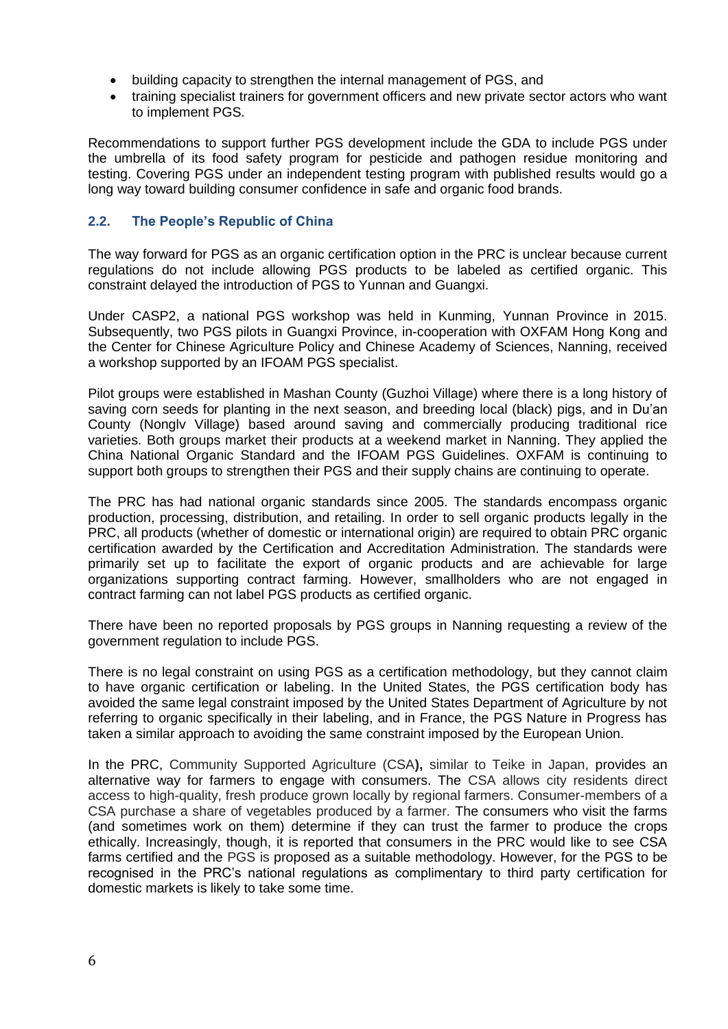- building capacity to strengthen the internal management of PGS, and
- training specialist trainers for government officers and new private sector actors who want to implement PGS.

Recommendations to support further PGS development include the GDA to include PGS under the umbrella of its food safety program for pesticide and pathogen residue monitoring and testing. Covering PGS under an independent testing program with published results would go a long way toward building consumer confidence in safe and organic food brands.

### 2.2. The People's Republic of China

The way forward for PGS as an organic certification option in the PRC is unclear because current regulations do not include allowing PGS products to be labeled as certified organic. This constraint delayed the introduction of PGS to Yunnan and Guangxi.

Under CASP2, a national PGS workshop was held in Kunming, Yunnan Province in 2015. Subsequently, two PGS pilots in Guangxi Province, in-cooperation with OXFAM Hong Kong and the Center for Chinese Agriculture Policy and Chinese Academy of Sciences, Nanning, received a workshop supported by an IFOAM PGS specialist.

Pilot groups were established in Mashan County (Guzhoi Village) where there is a long history of saving corn seeds for planting in the next season, and breeding local (black) pigs, and in Du'an County (Nonglv Village) based around saving and commercially producing traditional rice varieties. Both groups market their products at a weekend market in Nanning. They applied the China National Organic Standard and the IFOAM PGS Guidelines. OXFAM is continuing to support both groups to strengthen their PGS and their supply chains are continuing to operate.

The PRC has had national organic standards since 2005. The standards encompass organic production, processing, distribution, and retailing. In order to sell organic products legally in the PRC, all products (whether of domestic or international origin) are required to obtain PRC organic certification awarded by the Certification and Accreditation Administration. The standards were primarily set up to facilitate the export of organic products and are achievable for large organizations supporting contract farming. However, smallholders who are not engaged in contract farming can not label PGS products as certified organic.

There have been no reported proposals by PGS groups in Nanning requesting a review of the government regulation to include PGS.

There is no legal constraint on using PGS as a certification methodology, but they cannot claim to have organic certification or labeling. In the United States, the PGS certification body has avoided the same legal constraint imposed by the United States Department of Agriculture by not referring to organic specifically in their labeling, and in France, the PGS Nature in Progress has taken a similar approach to avoiding the same constraint imposed by the European Union.

In the PRC, Community Supported Agriculture (CSA**),** similar to Teike in Japan, provides an alternative way for farmers to engage with consumers. The CSA allows city residents direct access to high-quality, fresh produce grown locally by regional farmers. Consumer-members of a CSA purchase a share of vegetables produced by a farmer. The consumers who visit the farms (and sometimes work on them) determine if they can trust the farmer to produce the crops ethically. Increasingly, though, it is reported that consumers in the PRC would like to see CSA farms certified and the PGS is proposed as a suitable methodology. However, for the PGS to be recognised in the PRC's national regulations as complimentary to third party certification for domestic markets is likely to take some time.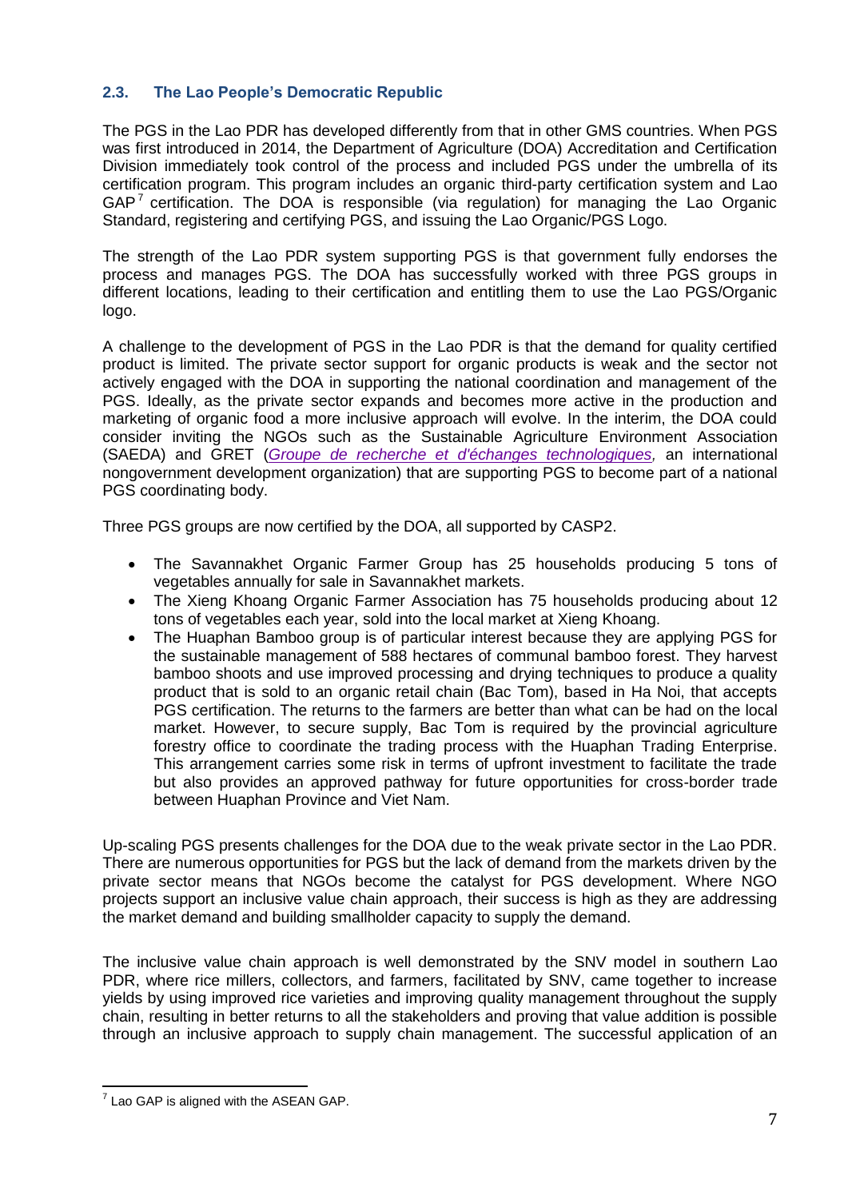### 2.3. The Lao People's Democratic Republic

The PGS in the Lao PDR has developed differently from that in other GMS countries. When PGS was first introduced in 2014, the Department of Agriculture (DOA) Accreditation and Certification Division immediately took control of the process and included PGS under the umbrella of its certification program. This program includes an organic third-party certification system and Lao GAP[7] certification. The DOA is responsible (via regulation) for managing the Lao Organic Standard, registering and certifying PGS, and issuing the Lao Organic/PGS Logo.

The strength of the Lao PDR system supporting PGS is that government fully endorses the process and manages PGS. The DOA has successfully worked with three PGS groups in different locations, leading to their certification and entitling them to use the Lao PGS/Organic logo.

A challenge to the development of PGS in the Lao PDR is that the demand for quality certified product is limited. The private sector support for organic products is weak and the sector not actively engaged with the DOA in supporting the national coordination and management of the PGS. Ideally, as the private sector expands and becomes more active in the production and marketing of organic food a more inclusive approach will evolve. In the interim, the DOA could consider inviting the NGOs such as the Sustainable Agriculture Environment Association (SAEDA) and GRET (*Groupe de recherche et d'échanges technologiques*, an international nongovernment development organization) that are supporting PGS to become part of a national PGS coordinating body.

Three PGS groups are now certified by the DOA, all supported by CASP2.

- The Savannakhet Organic Farmer Group has 25 households producing 5 tons of vegetables annually for sale in Savannakhet markets.
- The Xieng Khoang Organic Farmer Association has 75 households producing about 12 tons of vegetables each year, sold into the local market at Xieng Khoang.
- The Huaphan Bamboo group is of particular interest because they are applying PGS for the sustainable management of 588 hectares of communal bamboo forest. They harvest bamboo shoots and use improved processing and drying techniques to produce a quality product that is sold to an organic retail chain (Bac Tom), based in Ha Noi, that accepts PGS certification. The returns to the farmers are better than what can be had on the local market. However, to secure supply, Bac Tom is required by the provincial agriculture forestry office to coordinate the trading process with the Huaphan Trading Enterprise. This arrangement carries some risk in terms of upfront investment to facilitate the trade but also provides an approved pathway for future opportunities for cross-border trade between Huaphan Province and Viet Nam.

Up-scaling PGS presents challenges for the DOA due to the weak private sector in the Lao PDR. There are numerous opportunities for PGS but the lack of demand from the markets driven by the private sector means that NGOs become the catalyst for PGS development. Where NGO projects support an inclusive value chain approach, their success is high as they are addressing the market demand and building smallholder capacity to supply the demand.

The inclusive value chain approach is well demonstrated by the SNV model in southern Lao PDR, where rice millers, collectors, and farmers, facilitated by SNV, came together to increase yields by using improved rice varieties and improving quality management throughout the supply chain, resulting in better returns to all the stakeholders and proving that value addition is possible through an inclusive approach to supply chain management. The successful application of an

[7] Lao GAP is aligned with the ASEAN GAP.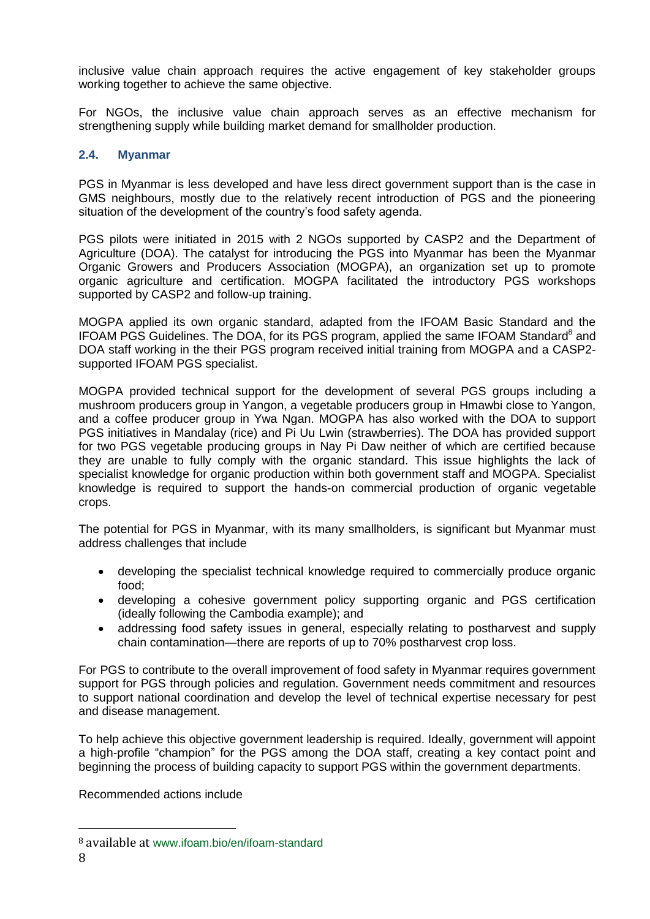inclusive value chain approach requires the active engagement of key stakeholder groups working together to achieve the same objective.

For NGOs, the inclusive value chain approach serves as an effective mechanism for strengthening supply while building market demand for smallholder production.

### 2.4. Myanmar

PGS in Myanmar is less developed and have less direct government support than is the case in GMS neighbours, mostly due to the relatively recent introduction of PGS and the pioneering situation of the development of the country's food safety agenda.

PGS pilots were initiated in 2015 with 2 NGOs supported by CASP2 and the Department of Agriculture (DOA). The catalyst for introducing the PGS into Myanmar has been the Myanmar Organic Growers and Producers Association (MOGPA), an organization set up to promote organic agriculture and certification. MOGPA facilitated the introductory PGS workshops supported by CASP2 and follow-up training.

MOGPA applied its own organic standard, adapted from the IFOAM Basic Standard and the IFOAM PGS Guidelines. The DOA, for its PGS program, applied the same IFOAM Standard[8] and DOA staff working in the their PGS program received initial training from MOGPA and a CASP2-supported IFOAM PGS specialist.

MOGPA provided technical support for the development of several PGS groups including a mushroom producers group in Yangon, a vegetable producers group in Hmawbi close to Yangon, and a coffee producer group in Ywa Ngan. MOGPA has also worked with the DOA to support PGS initiatives in Mandalay (rice) and Pi Uu Lwin (strawberries). The DOA has provided support for two PGS vegetable producing groups in Nay Pi Daw neither of which are certified because they are unable to fully comply with the organic standard. This issue highlights the lack of specialist knowledge for organic production within both government staff and MOGPA. Specialist knowledge is required to support the hands-on commercial production of organic vegetable crops.

The potential for PGS in Myanmar, with its many smallholders, is significant but Myanmar must address challenges that include

- developing the specialist technical knowledge required to commercially produce organic food;
- developing a cohesive government policy supporting organic and PGS certification (ideally following the Cambodia example); and
- addressing food safety issues in general, especially relating to postharvest and supply chain contamination—there are reports of up to 70% postharvest crop loss.

For PGS to contribute to the overall improvement of food safety in Myanmar requires government support for PGS through policies and regulation. Government needs commitment and resources to support national coordination and develop the level of technical expertise necessary for pest and disease management.

To help achieve this objective government leadership is required. Ideally, government will appoint a high-profile "champion" for the PGS among the DOA staff, creating a key contact point and beginning the process of building capacity to support PGS within the government departments.

Recommended actions include

[8] available at www.ifoam.bio/en/ifoam-standard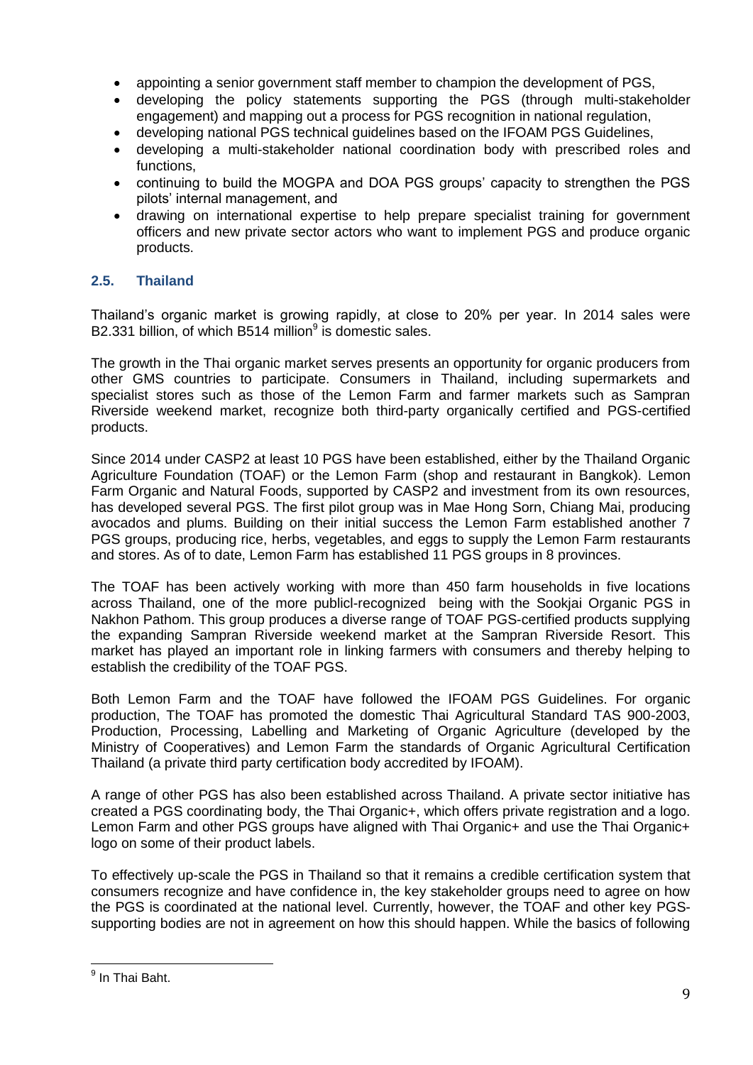- appointing a senior government staff member to champion the development of PGS,
- developing the policy statements supporting the PGS (through multi-stakeholder engagement) and mapping out a process for PGS recognition in national regulation,
- developing national PGS technical guidelines based on the IFOAM PGS Guidelines,
- developing a multi-stakeholder national coordination body with prescribed roles and functions,
- continuing to build the MOGPA and DOA PGS groups' capacity to strengthen the PGS pilots' internal management, and
- drawing on international expertise to help prepare specialist training for government officers and new private sector actors who want to implement PGS and produce organic products.

### 2.5. Thailand

Thailand's organic market is growing rapidly, at close to 20% per year. In 2014 sales were B2.331 billion, of which B514 million[9] is domestic sales.

The growth in the Thai organic market serves presents an opportunity for organic producers from other GMS countries to participate. Consumers in Thailand, including supermarkets and specialist stores such as those of the Lemon Farm and farmer markets such as Sampran Riverside weekend market, recognize both third-party organically certified and PGS-certified products.

Since 2014 under CASP2 at least 10 PGS have been established, either by the Thailand Organic Agriculture Foundation (TOAF) or the Lemon Farm (shop and restaurant in Bangkok). Lemon Farm Organic and Natural Foods, supported by CASP2 and investment from its own resources, has developed several PGS. The first pilot group was in Mae Hong Sorn, Chiang Mai, producing avocados and plums. Building on their initial success the Lemon Farm established another 7 PGS groups, producing rice, herbs, vegetables, and eggs to supply the Lemon Farm restaurants and stores. As of to date, Lemon Farm has established 11 PGS groups in 8 provinces.

The TOAF has been actively working with more than 450 farm households in five locations across Thailand, one of the more publicl-recognized being with the Sookjai Organic PGS in Nakhon Pathom. This group produces a diverse range of TOAF PGS-certified products supplying the expanding Sampran Riverside weekend market at the Sampran Riverside Resort. This market has played an important role in linking farmers with consumers and thereby helping to establish the credibility of the TOAF PGS.

Both Lemon Farm and the TOAF have followed the IFOAM PGS Guidelines. For organic production, The TOAF has promoted the domestic Thai Agricultural Standard TAS 900-2003, Production, Processing, Labelling and Marketing of Organic Agriculture (developed by the Ministry of Cooperatives) and Lemon Farm the standards of Organic Agricultural Certification Thailand (a private third party certification body accredited by IFOAM).

A range of other PGS has also been established across Thailand. A private sector initiative has created a PGS coordinating body, the Thai Organic+, which offers private registration and a logo. Lemon Farm and other PGS groups have aligned with Thai Organic+ and use the Thai Organic+ logo on some of their product labels.

To effectively up-scale the PGS in Thailand so that it remains a credible certification system that consumers recognize and have confidence in, the key stakeholder groups need to agree on how the PGS is coordinated at the national level. Currently, however, the TOAF and other key PGS-supporting bodies are not in agreement on how this should happen. While the basics of following

[9] In Thai Baht.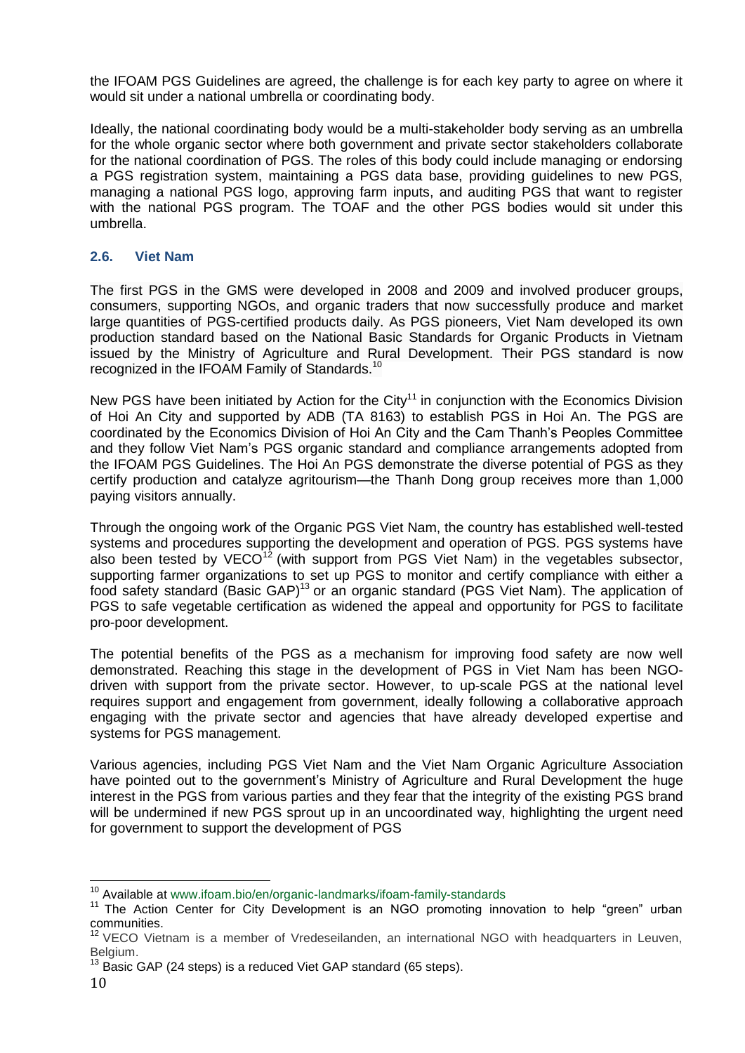the IFOAM PGS Guidelines are agreed, the challenge is for each key party to agree on where it would sit under a national umbrella or coordinating body.

Ideally, the national coordinating body would be a multi-stakeholder body serving as an umbrella for the whole organic sector where both government and private sector stakeholders collaborate for the national coordination of PGS. The roles of this body could include managing or endorsing a PGS registration system, maintaining a PGS data base, providing guidelines to new PGS, managing a national PGS logo, approving farm inputs, and auditing PGS that want to register with the national PGS program. The TOAF and the other PGS bodies would sit under this umbrella.

### 2.6. Viet Nam

The first PGS in the GMS were developed in 2008 and 2009 and involved producer groups, consumers, supporting NGOs, and organic traders that now successfully produce and market large quantities of PGS-certified products daily. As PGS pioneers, Viet Nam developed its own production standard based on the National Basic Standards for Organic Products in Vietnam issued by the Ministry of Agriculture and Rural Development. Their PGS standard is now recognized in the IFOAM Family of Standards.[10]

New PGS have been initiated by Action for the City[11] in conjunction with the Economics Division of Hoi An City and supported by ADB (TA 8163) to establish PGS in Hoi An. The PGS are coordinated by the Economics Division of Hoi An City and the Cam Thanh's Peoples Committee and they follow Viet Nam's PGS organic standard and compliance arrangements adopted from the IFOAM PGS Guidelines. The Hoi An PGS demonstrate the diverse potential of PGS as they certify production and catalyze agritourism—the Thanh Dong group receives more than 1,000 paying visitors annually.

Through the ongoing work of the Organic PGS Viet Nam, the country has established well-tested systems and procedures supporting the development and operation of PGS. PGS systems have also been tested by VECO[12] (with support from PGS Viet Nam) in the vegetables subsector, supporting farmer organizations to set up PGS to monitor and certify compliance with either a food safety standard (Basic GAP)[13] or an organic standard (PGS Viet Nam). The application of PGS to safe vegetable certification as widened the appeal and opportunity for PGS to facilitate pro-poor development.

The potential benefits of the PGS as a mechanism for improving food safety are now well demonstrated. Reaching this stage in the development of PGS in Viet Nam has been NGO-driven with support from the private sector. However, to up-scale PGS at the national level requires support and engagement from government, ideally following a collaborative approach engaging with the private sector and agencies that have already developed expertise and systems for PGS management.

Various agencies, including PGS Viet Nam and the Viet Nam Organic Agriculture Association have pointed out to the government's Ministry of Agriculture and Rural Development the huge interest in the PGS from various parties and they fear that the integrity of the existing PGS brand will be undermined if new PGS sprout up in an uncoordinated way, highlighting the urgent need for government to support the development of PGS

---

[10] Available at www.ifoam.bio/en/organic-landmarks/ifoam-family-standards

[11] The Action Center for City Development is an NGO promoting innovation to help "green" urban communities.

[12] VECO Vietnam is a member of Vredeseilanden, an international NGO with headquarters in Leuven, Belgium.

[13] Basic GAP (24 steps) is a reduced Viet GAP standard (65 steps).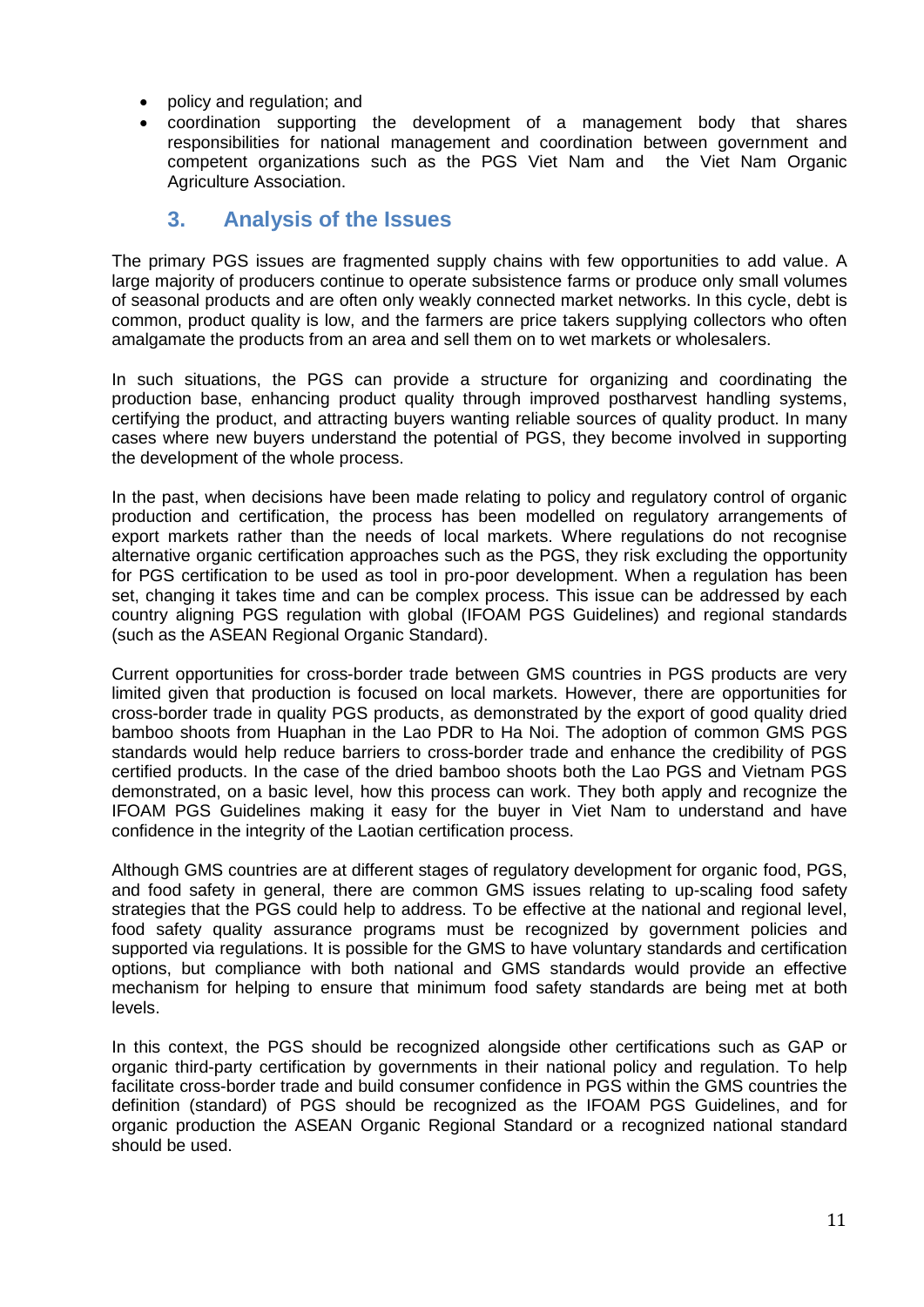- policy and regulation; and
- coordination supporting the development of a management body that shares responsibilities for national management and coordination between government and competent organizations such as the PGS Viet Nam and the Viet Nam Organic Agriculture Association.

## 3. Analysis of the Issues

The primary PGS issues are fragmented supply chains with few opportunities to add value. A large majority of producers continue to operate subsistence farms or produce only small volumes of seasonal products and are often only weakly connected market networks. In this cycle, debt is common, product quality is low, and the farmers are price takers supplying collectors who often amalgamate the products from an area and sell them on to wet markets or wholesalers.

In such situations, the PGS can provide a structure for organizing and coordinating the production base, enhancing product quality through improved postharvest handling systems, certifying the product, and attracting buyers wanting reliable sources of quality product. In many cases where new buyers understand the potential of PGS, they become involved in supporting the development of the whole process.

In the past, when decisions have been made relating to policy and regulatory control of organic production and certification, the process has been modelled on regulatory arrangements of export markets rather than the needs of local markets. Where regulations do not recognise alternative organic certification approaches such as the PGS, they risk excluding the opportunity for PGS certification to be used as tool in pro-poor development. When a regulation has been set, changing it takes time and can be complex process. This issue can be addressed by each country aligning PGS regulation with global (IFOAM PGS Guidelines) and regional standards (such as the ASEAN Regional Organic Standard).

Current opportunities for cross-border trade between GMS countries in PGS products are very limited given that production is focused on local markets. However, there are opportunities for cross-border trade in quality PGS products, as demonstrated by the export of good quality dried bamboo shoots from Huaphan in the Lao PDR to Ha Noi. The adoption of common GMS PGS standards would help reduce barriers to cross-border trade and enhance the credibility of PGS certified products. In the case of the dried bamboo shoots both the Lao PGS and Vietnam PGS demonstrated, on a basic level, how this process can work. They both apply and recognize the IFOAM PGS Guidelines making it easy for the buyer in Viet Nam to understand and have confidence in the integrity of the Laotian certification process.

Although GMS countries are at different stages of regulatory development for organic food, PGS, and food safety in general, there are common GMS issues relating to up-scaling food safety strategies that the PGS could help to address. To be effective at the national and regional level, food safety quality assurance programs must be recognized by government policies and supported via regulations. It is possible for the GMS to have voluntary standards and certification options, but compliance with both national and GMS standards would provide an effective mechanism for helping to ensure that minimum food safety standards are being met at both levels.

In this context, the PGS should be recognized alongside other certifications such as GAP or organic third-party certification by governments in their national policy and regulation. To help facilitate cross-border trade and build consumer confidence in PGS within the GMS countries the definition (standard) of PGS should be recognized as the IFOAM PGS Guidelines, and for organic production the ASEAN Organic Regional Standard or a recognized national standard should be used.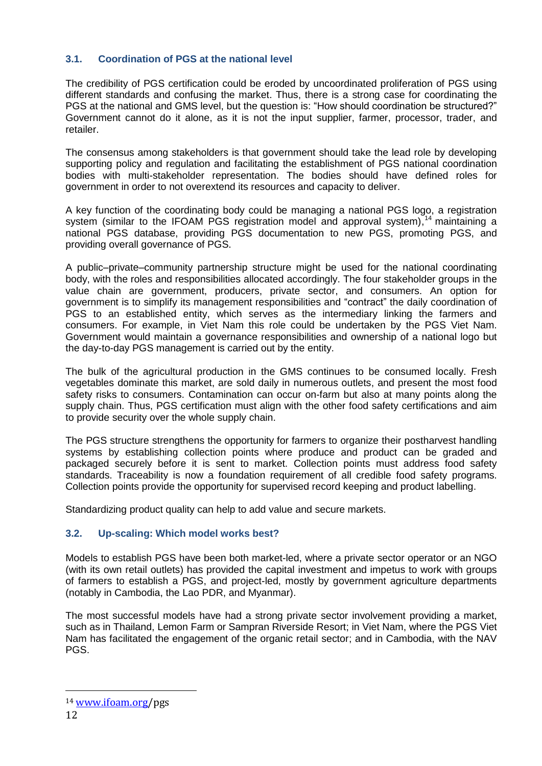### 3.1. Coordination of PGS at the national level

The credibility of PGS certification could be eroded by uncoordinated proliferation of PGS using different standards and confusing the market. Thus, there is a strong case for coordinating the PGS at the national and GMS level, but the question is: "How should coordination be structured?" Government cannot do it alone, as it is not the input supplier, farmer, processor, trader, and retailer.

The consensus among stakeholders is that government should take the lead role by developing supporting policy and regulation and facilitating the establishment of PGS national coordination bodies with multi-stakeholder representation. The bodies should have defined roles for government in order to not overextend its resources and capacity to deliver.

A key function of the coordinating body could be managing a national PGS logo, a registration system (similar to the IFOAM PGS registration model and approval system),[14] maintaining a national PGS database, providing PGS documentation to new PGS, promoting PGS, and providing overall governance of PGS.

A public–private–community partnership structure might be used for the national coordinating body, with the roles and responsibilities allocated accordingly. The four stakeholder groups in the value chain are government, producers, private sector, and consumers. An option for government is to simplify its management responsibilities and "contract" the daily coordination of PGS to an established entity, which serves as the intermediary linking the farmers and consumers. For example, in Viet Nam this role could be undertaken by the PGS Viet Nam. Government would maintain a governance responsibilities and ownership of a national logo but the day-to-day PGS management is carried out by the entity.

The bulk of the agricultural production in the GMS continues to be consumed locally. Fresh vegetables dominate this market, are sold daily in numerous outlets, and present the most food safety risks to consumers. Contamination can occur on-farm but also at many points along the supply chain. Thus, PGS certification must align with the other food safety certifications and aim to provide security over the whole supply chain.

The PGS structure strengthens the opportunity for farmers to organize their postharvest handling systems by establishing collection points where produce and product can be graded and packaged securely before it is sent to market. Collection points must address food safety standards. Traceability is now a foundation requirement of all credible food safety programs. Collection points provide the opportunity for supervised record keeping and product labelling.

Standardizing product quality can help to add value and secure markets.

### 3.2. Up-scaling: Which model works best?

Models to establish PGS have been both market-led, where a private sector operator or an NGO (with its own retail outlets) has provided the capital investment and impetus to work with groups of farmers to establish a PGS, and project-led, mostly by government agriculture departments (notably in Cambodia, the Lao PDR, and Myanmar).

The most successful models have had a strong private sector involvement providing a market, such as in Thailand, Lemon Farm or Sampran Riverside Resort; in Viet Nam, where the PGS Viet Nam has facilitated the engagement of the organic retail sector; and in Cambodia, with the NAV PGS.

---

[14] www.ifoam.org/pgs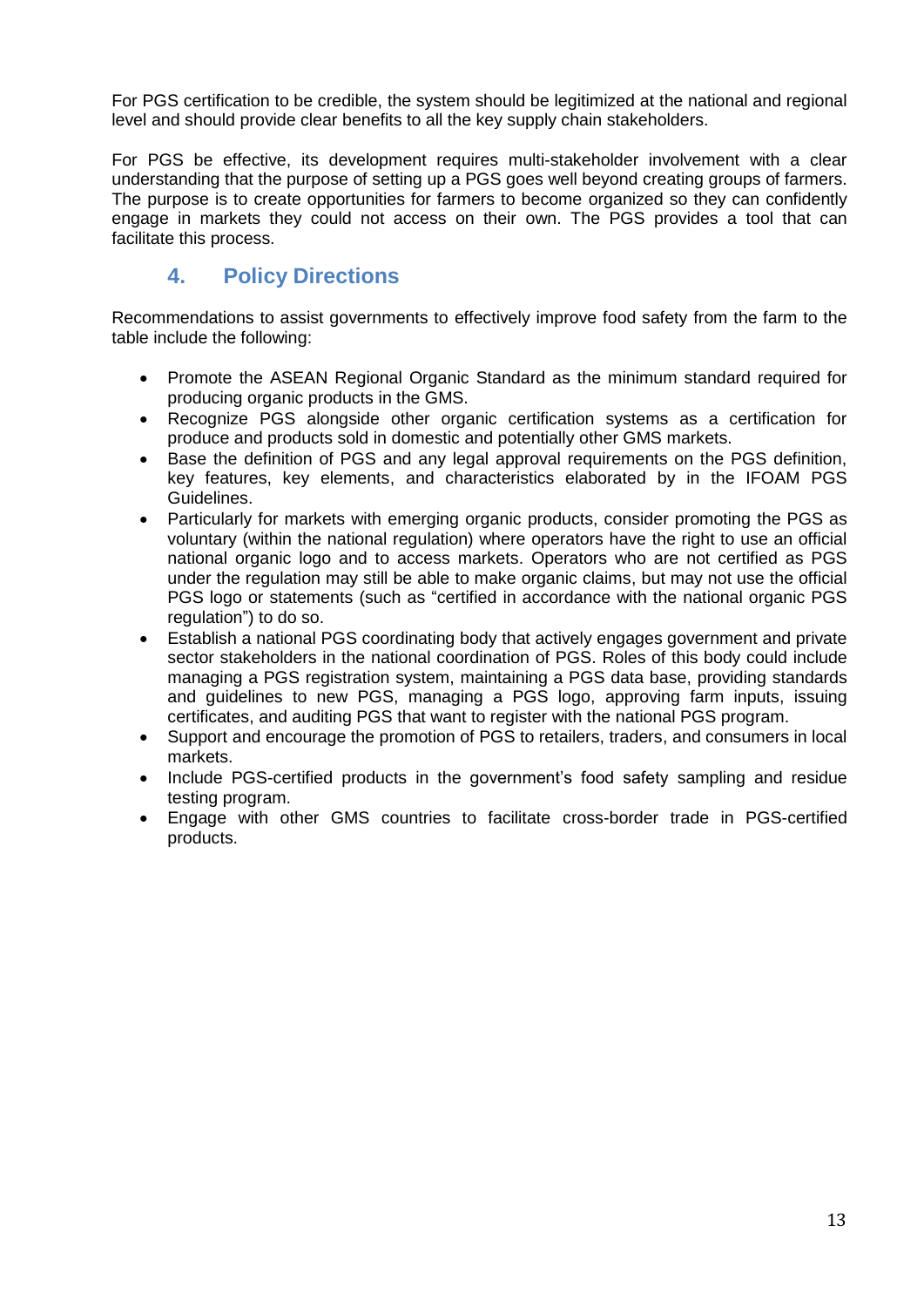For PGS certification to be credible, the system should be legitimized at the national and regional level and should provide clear benefits to all the key supply chain stakeholders.

For PGS be effective, its development requires multi-stakeholder involvement with a clear understanding that the purpose of setting up a PGS goes well beyond creating groups of farmers. The purpose is to create opportunities for farmers to become organized so they can confidently engage in markets they could not access on their own. The PGS provides a tool that can facilitate this process.

## 4. Policy Directions

Recommendations to assist governments to effectively improve food safety from the farm to the table include the following:

- Promote the ASEAN Regional Organic Standard as the minimum standard required for producing organic products in the GMS.
- Recognize PGS alongside other organic certification systems as a certification for produce and products sold in domestic and potentially other GMS markets.
- Base the definition of PGS and any legal approval requirements on the PGS definition, key features, key elements, and characteristics elaborated by in the IFOAM PGS Guidelines.
- Particularly for markets with emerging organic products, consider promoting the PGS as voluntary (within the national regulation) where operators have the right to use an official national organic logo and to access markets. Operators who are not certified as PGS under the regulation may still be able to make organic claims, but may not use the official PGS logo or statements (such as "certified in accordance with the national organic PGS regulation") to do so.
- Establish a national PGS coordinating body that actively engages government and private sector stakeholders in the national coordination of PGS. Roles of this body could include managing a PGS registration system, maintaining a PGS data base, providing standards and guidelines to new PGS, managing a PGS logo, approving farm inputs, issuing certificates, and auditing PGS that want to register with the national PGS program.
- Support and encourage the promotion of PGS to retailers, traders, and consumers in local markets.
- Include PGS-certified products in the government's food safety sampling and residue testing program.
- Engage with other GMS countries to facilitate cross-border trade in PGS-certified products.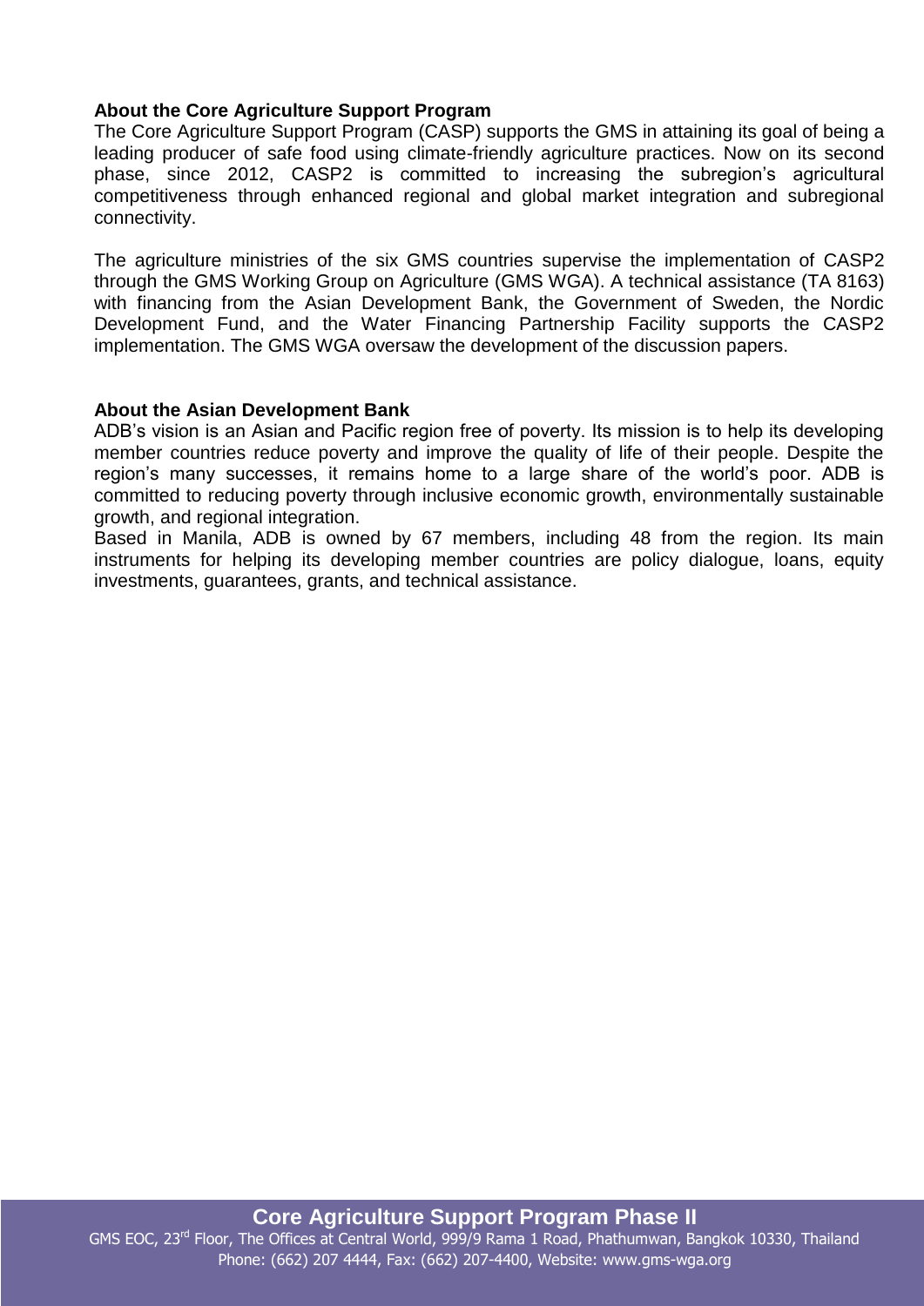**About the Core Agriculture Support Program**

The Core Agriculture Support Program (CASP) supports the GMS in attaining its goal of being a leading producer of safe food using climate-friendly agriculture practices. Now on its second phase, since 2012, CASP2 is committed to increasing the subregion's agricultural competitiveness through enhanced regional and global market integration and subregional connectivity.

The agriculture ministries of the six GMS countries supervise the implementation of CASP2 through the GMS Working Group on Agriculture (GMS WGA). A technical assistance (TA 8163) with financing from the Asian Development Bank, the Government of Sweden, the Nordic Development Fund, and the Water Financing Partnership Facility supports the CASP2 implementation. The GMS WGA oversaw the development of the discussion papers.

**About the Asian Development Bank**

ADB's vision is an Asian and Pacific region free of poverty. Its mission is to help its developing member countries reduce poverty and improve the quality of life of their people. Despite the region's many successes, it remains home to a large share of the world's poor. ADB is committed to reducing poverty through inclusive economic growth, environmentally sustainable growth, and regional integration.

Based in Manila, ADB is owned by 67 members, including 48 from the region. Its main instruments for helping its developing member countries are policy dialogue, loans, equity investments, guarantees, grants, and technical assistance.

**Core Agriculture Support Program Phase II**

GMS EOC, 23rd Floor, The Offices at Central World, 999/9 Rama 1 Road, Phathumwan, Bangkok 10330, Thailand
Phone: (662) 207 4444, Fax: (662) 207-4400, Website: www.gms-wga.org